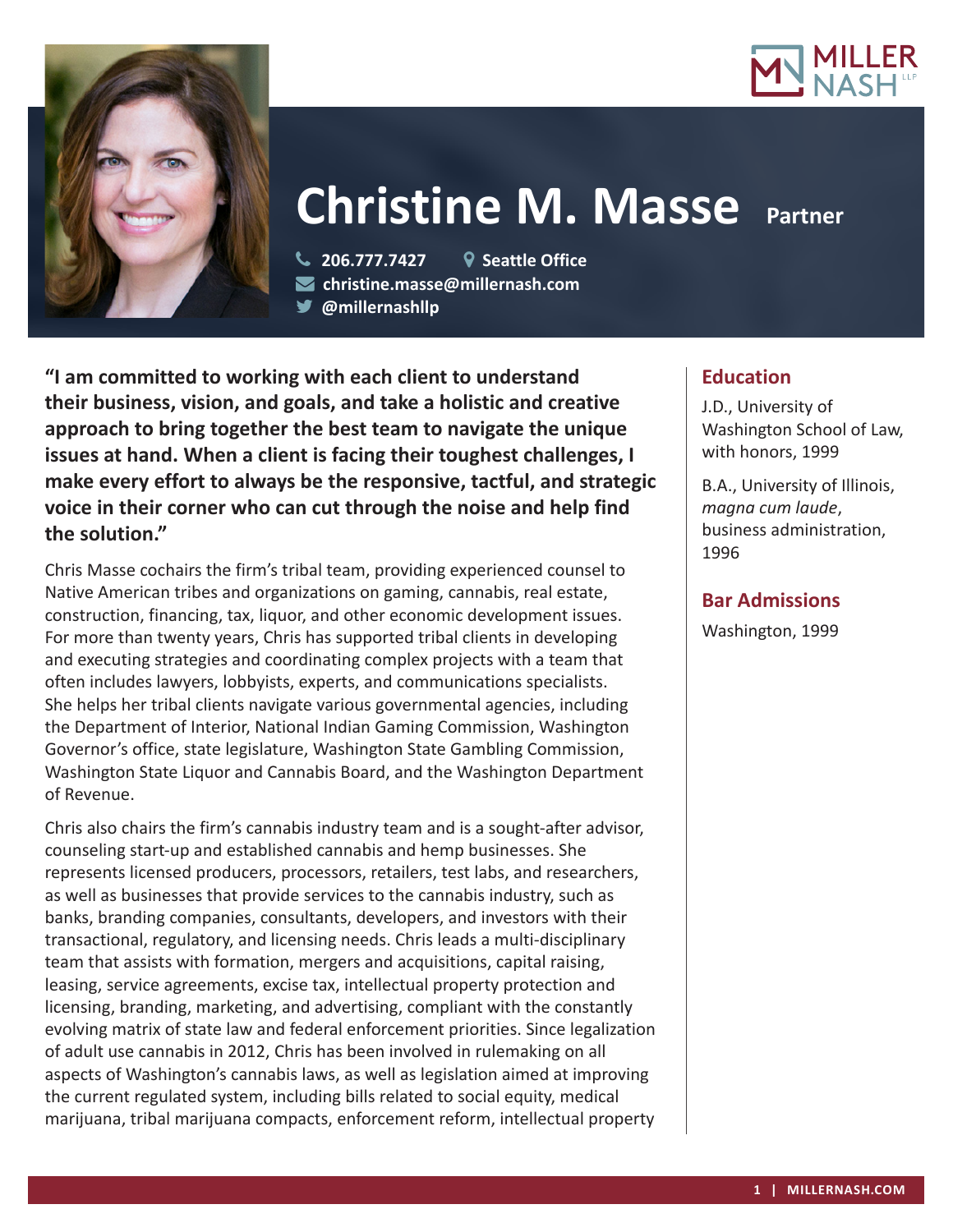# Christine M. Masse **Partner**

206.777.7427 | Seattle Office
christine.masse@millernash.com
@millernashllp

**"I am committed to working with each client to understand their business, vision, and goals, and take a holistic and creative approach to bring together the best team to navigate the unique issues at hand. When a client is facing their toughest challenges, I make every effort to always be the responsive, tactful, and strategic voice in their corner who can cut through the noise and help find the solution."**

Chris Masse cochairs the firm's tribal team, providing experienced counsel to Native American tribes and organizations on gaming, cannabis, real estate, construction, financing, tax, liquor, and other economic development issues. For more than twenty years, Chris has supported tribal clients in developing and executing strategies and coordinating complex projects with a team that often includes lawyers, lobbyists, experts, and communications specialists. She helps her tribal clients navigate various governmental agencies, including the Department of Interior, National Indian Gaming Commission, Washington Governor's office, state legislature, Washington State Gambling Commission, Washington State Liquor and Cannabis Board, and the Washington Department of Revenue.

Chris also chairs the firm's cannabis industry team and is a sought-after advisor, counseling start-up and established cannabis and hemp businesses. She represents licensed producers, processors, retailers, test labs, and researchers, as well as businesses that provide services to the cannabis industry, such as banks, branding companies, consultants, developers, and investors with their transactional, regulatory, and licensing needs. Chris leads a multi-disciplinary team that assists with formation, mergers and acquisitions, capital raising, leasing, service agreements, excise tax, intellectual property protection and licensing, branding, marketing, and advertising, compliant with the constantly evolving matrix of state law and federal enforcement priorities. Since legalization of adult use cannabis in 2012, Chris has been involved in rulemaking on all aspects of Washington's cannabis laws, as well as legislation aimed at improving the current regulated system, including bills related to social equity, medical marijuana, tribal marijuana compacts, enforcement reform, intellectual property

## Education

J.D., University of Washington School of Law, with honors, 1999

B.A., University of Illinois, *magna cum laude*, business administration, 1996

## Bar Admissions

Washington, 1999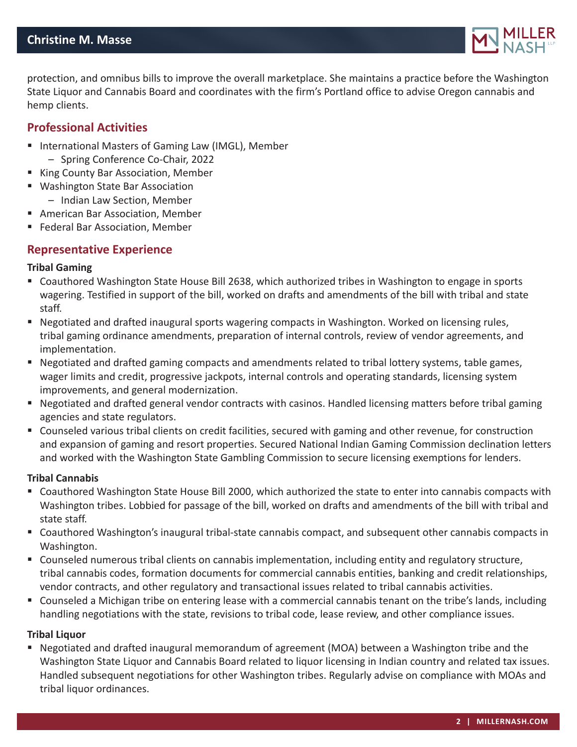protection, and omnibus bills to improve the overall marketplace. She maintains a practice before the Washington State Liquor and Cannabis Board and coordinates with the firm's Portland office to advise Oregon cannabis and hemp clients.

## Professional Activities

- International Masters of Gaming Law (IMGL), Member
  - Spring Conference Co-Chair, 2022
- King County Bar Association, Member
- Washington State Bar Association
  - Indian Law Section, Member
- American Bar Association, Member
- Federal Bar Association, Member

## Representative Experience

**Tribal Gaming**

- Coauthored Washington State House Bill 2638, which authorized tribes in Washington to engage in sports wagering. Testified in support of the bill, worked on drafts and amendments of the bill with tribal and state staff.
- Negotiated and drafted inaugural sports wagering compacts in Washington. Worked on licensing rules, tribal gaming ordinance amendments, preparation of internal controls, review of vendor agreements, and implementation.
- Negotiated and drafted gaming compacts and amendments related to tribal lottery systems, table games, wager limits and credit, progressive jackpots, internal controls and operating standards, licensing system improvements, and general modernization.
- Negotiated and drafted general vendor contracts with casinos. Handled licensing matters before tribal gaming agencies and state regulators.
- Counseled various tribal clients on credit facilities, secured with gaming and other revenue, for construction and expansion of gaming and resort properties. Secured National Indian Gaming Commission declination letters and worked with the Washington State Gambling Commission to secure licensing exemptions for lenders.

**Tribal Cannabis**

- Coauthored Washington State House Bill 2000, which authorized the state to enter into cannabis compacts with Washington tribes. Lobbied for passage of the bill, worked on drafts and amendments of the bill with tribal and state staff.
- Coauthored Washington's inaugural tribal-state cannabis compact, and subsequent other cannabis compacts in Washington.
- Counseled numerous tribal clients on cannabis implementation, including entity and regulatory structure, tribal cannabis codes, formation documents for commercial cannabis entities, banking and credit relationships, vendor contracts, and other regulatory and transactional issues related to tribal cannabis activities.
- Counseled a Michigan tribe on entering lease with a commercial cannabis tenant on the tribe's lands, including handling negotiations with the state, revisions to tribal code, lease review, and other compliance issues.

**Tribal Liquor**

- Negotiated and drafted inaugural memorandum of agreement (MOA) between a Washington tribe and the Washington State Liquor and Cannabis Board related to liquor licensing in Indian country and related tax issues. Handled subsequent negotiations for other Washington tribes. Regularly advise on compliance with MOAs and tribal liquor ordinances.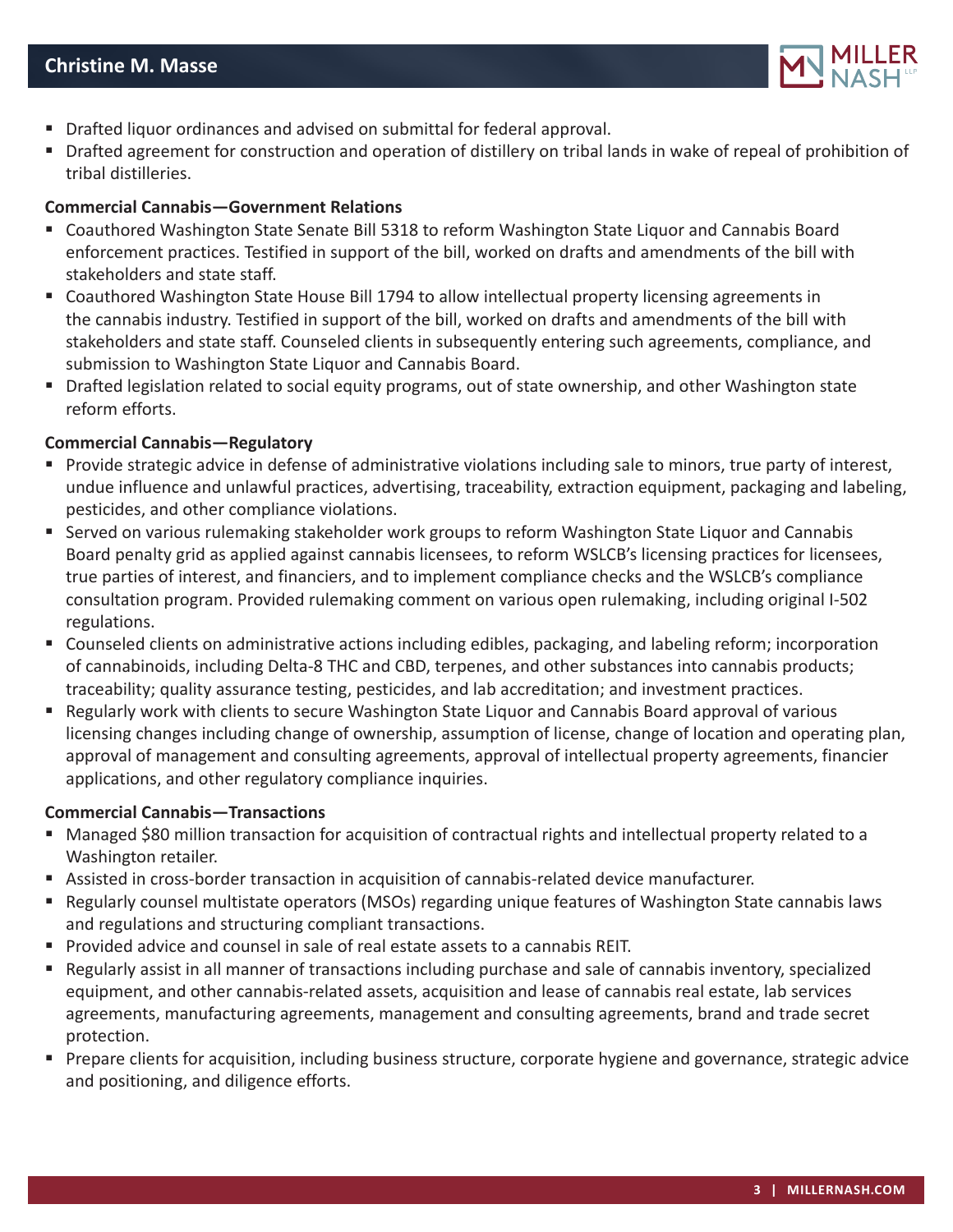- Drafted liquor ordinances and advised on submittal for federal approval.
- Drafted agreement for construction and operation of distillery on tribal lands in wake of repeal of prohibition of tribal distilleries.

**Commercial Cannabis—Government Relations**

- Coauthored Washington State Senate Bill 5318 to reform Washington State Liquor and Cannabis Board enforcement practices. Testified in support of the bill, worked on drafts and amendments of the bill with stakeholders and state staff.
- Coauthored Washington State House Bill 1794 to allow intellectual property licensing agreements in the cannabis industry. Testified in support of the bill, worked on drafts and amendments of the bill with stakeholders and state staff. Counseled clients in subsequently entering such agreements, compliance, and submission to Washington State Liquor and Cannabis Board.
- Drafted legislation related to social equity programs, out of state ownership, and other Washington state reform efforts.

**Commercial Cannabis—Regulatory**

- Provide strategic advice in defense of administrative violations including sale to minors, true party of interest, undue influence and unlawful practices, advertising, traceability, extraction equipment, packaging and labeling, pesticides, and other compliance violations.
- Served on various rulemaking stakeholder work groups to reform Washington State Liquor and Cannabis Board penalty grid as applied against cannabis licensees, to reform WSLCB's licensing practices for licensees, true parties of interest, and financiers, and to implement compliance checks and the WSLCB's compliance consultation program. Provided rulemaking comment on various open rulemaking, including original I-502 regulations.
- Counseled clients on administrative actions including edibles, packaging, and labeling reform; incorporation of cannabinoids, including Delta-8 THC and CBD, terpenes, and other substances into cannabis products; traceability; quality assurance testing, pesticides, and lab accreditation; and investment practices.
- Regularly work with clients to secure Washington State Liquor and Cannabis Board approval of various licensing changes including change of ownership, assumption of license, change of location and operating plan, approval of management and consulting agreements, approval of intellectual property agreements, financier applications, and other regulatory compliance inquiries.

**Commercial Cannabis—Transactions**

- Managed $80 million transaction for acquisition of contractual rights and intellectual property related to a Washington retailer.
- Assisted in cross-border transaction in acquisition of cannabis-related device manufacturer.
- Regularly counsel multistate operators (MSOs) regarding unique features of Washington State cannabis laws and regulations and structuring compliant transactions.
- Provided advice and counsel in sale of real estate assets to a cannabis REIT.
- Regularly assist in all manner of transactions including purchase and sale of cannabis inventory, specialized equipment, and other cannabis-related assets, acquisition and lease of cannabis real estate, lab services agreements, manufacturing agreements, management and consulting agreements, brand and trade secret protection.
- Prepare clients for acquisition, including business structure, corporate hygiene and governance, strategic advice and positioning, and diligence efforts.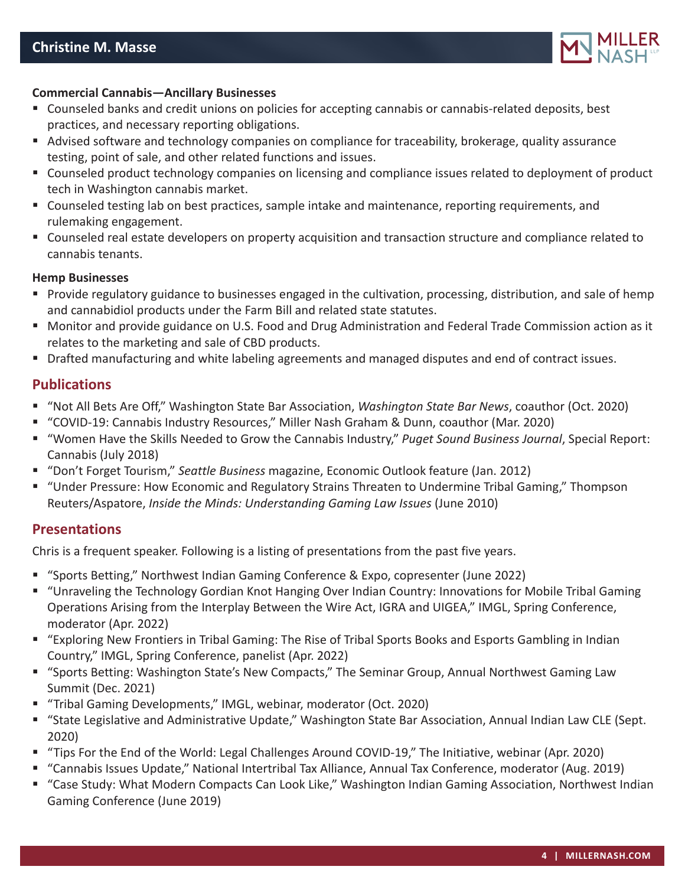**Commercial Cannabis—Ancillary Businesses**

- Counseled banks and credit unions on policies for accepting cannabis or cannabis-related deposits, best practices, and necessary reporting obligations.
- Advised software and technology companies on compliance for traceability, brokerage, quality assurance testing, point of sale, and other related functions and issues.
- Counseled product technology companies on licensing and compliance issues related to deployment of product tech in Washington cannabis market.
- Counseled testing lab on best practices, sample intake and maintenance, reporting requirements, and rulemaking engagement.
- Counseled real estate developers on property acquisition and transaction structure and compliance related to cannabis tenants.

**Hemp Businesses**

- Provide regulatory guidance to businesses engaged in the cultivation, processing, distribution, and sale of hemp and cannabidiol products under the Farm Bill and related state statutes.
- Monitor and provide guidance on U.S. Food and Drug Administration and Federal Trade Commission action as it relates to the marketing and sale of CBD products.
- Drafted manufacturing and white labeling agreements and managed disputes and end of contract issues.

## Publications

- "Not All Bets Are Off," Washington State Bar Association, *Washington State Bar News*, coauthor (Oct. 2020)
- "COVID-19: Cannabis Industry Resources," Miller Nash Graham & Dunn, coauthor (Mar. 2020)
- "Women Have the Skills Needed to Grow the Cannabis Industry," *Puget Sound Business Journal*, Special Report: Cannabis (July 2018)
- "Don't Forget Tourism," *Seattle Business* magazine, Economic Outlook feature (Jan. 2012)
- "Under Pressure: How Economic and Regulatory Strains Threaten to Undermine Tribal Gaming," Thompson Reuters/Aspatore, *Inside the Minds: Understanding Gaming Law Issues* (June 2010)

## Presentations

Chris is a frequent speaker. Following is a listing of presentations from the past five years.

- "Sports Betting," Northwest Indian Gaming Conference & Expo, copresenter (June 2022)
- "Unraveling the Technology Gordian Knot Hanging Over Indian Country: Innovations for Mobile Tribal Gaming Operations Arising from the Interplay Between the Wire Act, IGRA and UIGEA," IMGL, Spring Conference, moderator (Apr. 2022)
- "Exploring New Frontiers in Tribal Gaming: The Rise of Tribal Sports Books and Esports Gambling in Indian Country," IMGL, Spring Conference, panelist (Apr. 2022)
- "Sports Betting: Washington State's New Compacts," The Seminar Group, Annual Northwest Gaming Law Summit (Dec. 2021)
- "Tribal Gaming Developments," IMGL, webinar, moderator (Oct. 2020)
- "State Legislative and Administrative Update," Washington State Bar Association, Annual Indian Law CLE (Sept. 2020)
- "Tips For the End of the World: Legal Challenges Around COVID-19," The Initiative, webinar (Apr. 2020)
- "Cannabis Issues Update," National Intertribal Tax Alliance, Annual Tax Conference, moderator (Aug. 2019)
- "Case Study: What Modern Compacts Can Look Like," Washington Indian Gaming Association, Northwest Indian Gaming Conference (June 2019)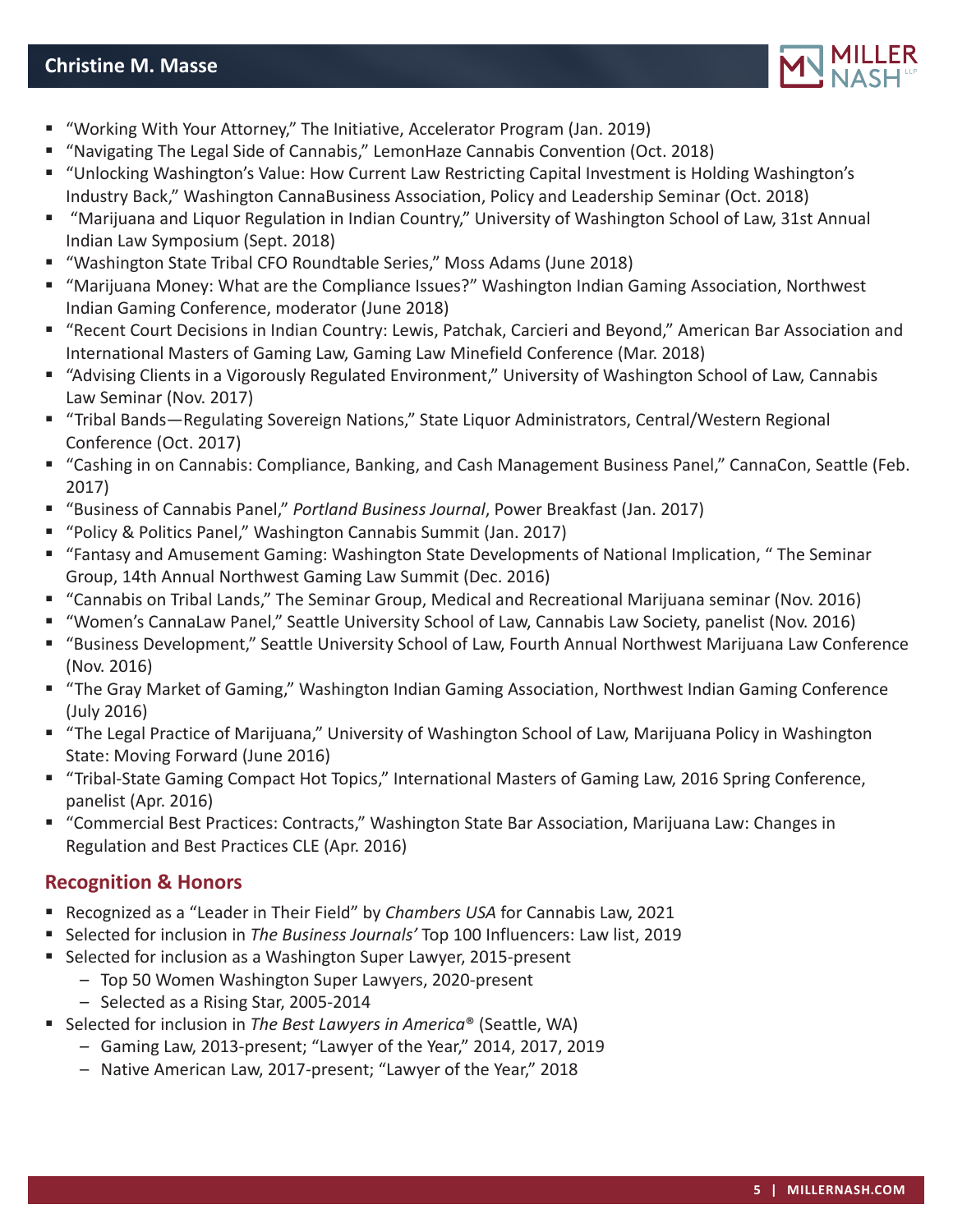- "Working With Your Attorney," The Initiative, Accelerator Program (Jan. 2019)
- "Navigating The Legal Side of Cannabis," LemonHaze Cannabis Convention (Oct. 2018)
- "Unlocking Washington's Value: How Current Law Restricting Capital Investment is Holding Washington's Industry Back," Washington CannaBusiness Association, Policy and Leadership Seminar (Oct. 2018)
- "Marijuana and Liquor Regulation in Indian Country," University of Washington School of Law, 31st Annual Indian Law Symposium (Sept. 2018)
- "Washington State Tribal CFO Roundtable Series," Moss Adams (June 2018)
- "Marijuana Money: What are the Compliance Issues?" Washington Indian Gaming Association, Northwest Indian Gaming Conference, moderator (June 2018)
- "Recent Court Decisions in Indian Country: Lewis, Patchak, Carcieri and Beyond," American Bar Association and International Masters of Gaming Law, Gaming Law Minefield Conference (Mar. 2018)
- "Advising Clients in a Vigorously Regulated Environment," University of Washington School of Law, Cannabis Law Seminar (Nov. 2017)
- "Tribal Bands—Regulating Sovereign Nations," State Liquor Administrators, Central/Western Regional Conference (Oct. 2017)
- "Cashing in on Cannabis: Compliance, Banking, and Cash Management Business Panel," CannaCon, Seattle (Feb. 2017)
- "Business of Cannabis Panel," *Portland Business Journal*, Power Breakfast (Jan. 2017)
- "Policy & Politics Panel," Washington Cannabis Summit (Jan. 2017)
- "Fantasy and Amusement Gaming: Washington State Developments of National Implication, " The Seminar Group, 14th Annual Northwest Gaming Law Summit (Dec. 2016)
- "Cannabis on Tribal Lands," The Seminar Group, Medical and Recreational Marijuana seminar (Nov. 2016)
- "Women's CannaLaw Panel," Seattle University School of Law, Cannabis Law Society, panelist (Nov. 2016)
- "Business Development," Seattle University School of Law, Fourth Annual Northwest Marijuana Law Conference (Nov. 2016)
- "The Gray Market of Gaming," Washington Indian Gaming Association, Northwest Indian Gaming Conference (July 2016)
- "The Legal Practice of Marijuana," University of Washington School of Law, Marijuana Policy in Washington State: Moving Forward (June 2016)
- "Tribal-State Gaming Compact Hot Topics," International Masters of Gaming Law, 2016 Spring Conference, panelist (Apr. 2016)
- "Commercial Best Practices: Contracts," Washington State Bar Association, Marijuana Law: Changes in Regulation and Best Practices CLE (Apr. 2016)

## Recognition & Honors

- Recognized as a "Leader in Their Field" by *Chambers USA* for Cannabis Law, 2021
- Selected for inclusion in *The Business Journals'* Top 100 Influencers: Law list, 2019
- Selected for inclusion as a Washington Super Lawyer, 2015-present
  - Top 50 Women Washington Super Lawyers, 2020-present
  - Selected as a Rising Star, 2005-2014
- Selected for inclusion in *The Best Lawyers in America*® (Seattle, WA)
  - Gaming Law, 2013-present; "Lawyer of the Year," 2014, 2017, 2019
  - Native American Law, 2017-present; "Lawyer of the Year," 2018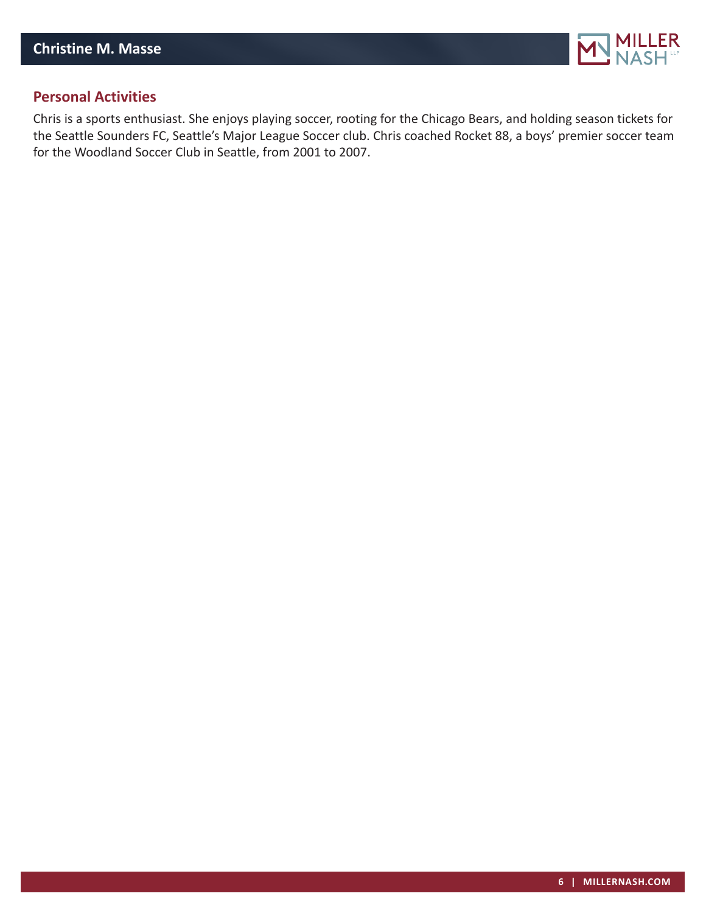## Personal Activities

Chris is a sports enthusiast. She enjoys playing soccer, rooting for the Chicago Bears, and holding season tickets for the Seattle Sounders FC, Seattle's Major League Soccer club. Chris coached Rocket 88, a boys' premier soccer team for the Woodland Soccer Club in Seattle, from 2001 to 2007.